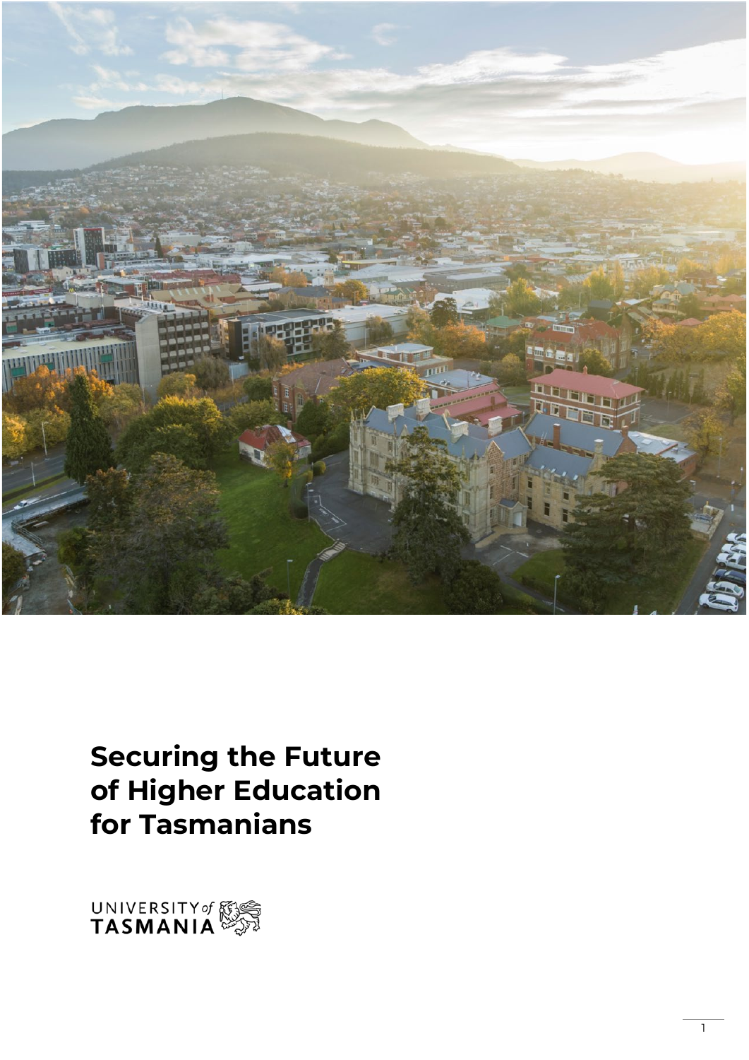# Securing the Future of Higher Education for Tasmanians

UNIVERSITY *of* TASMANIA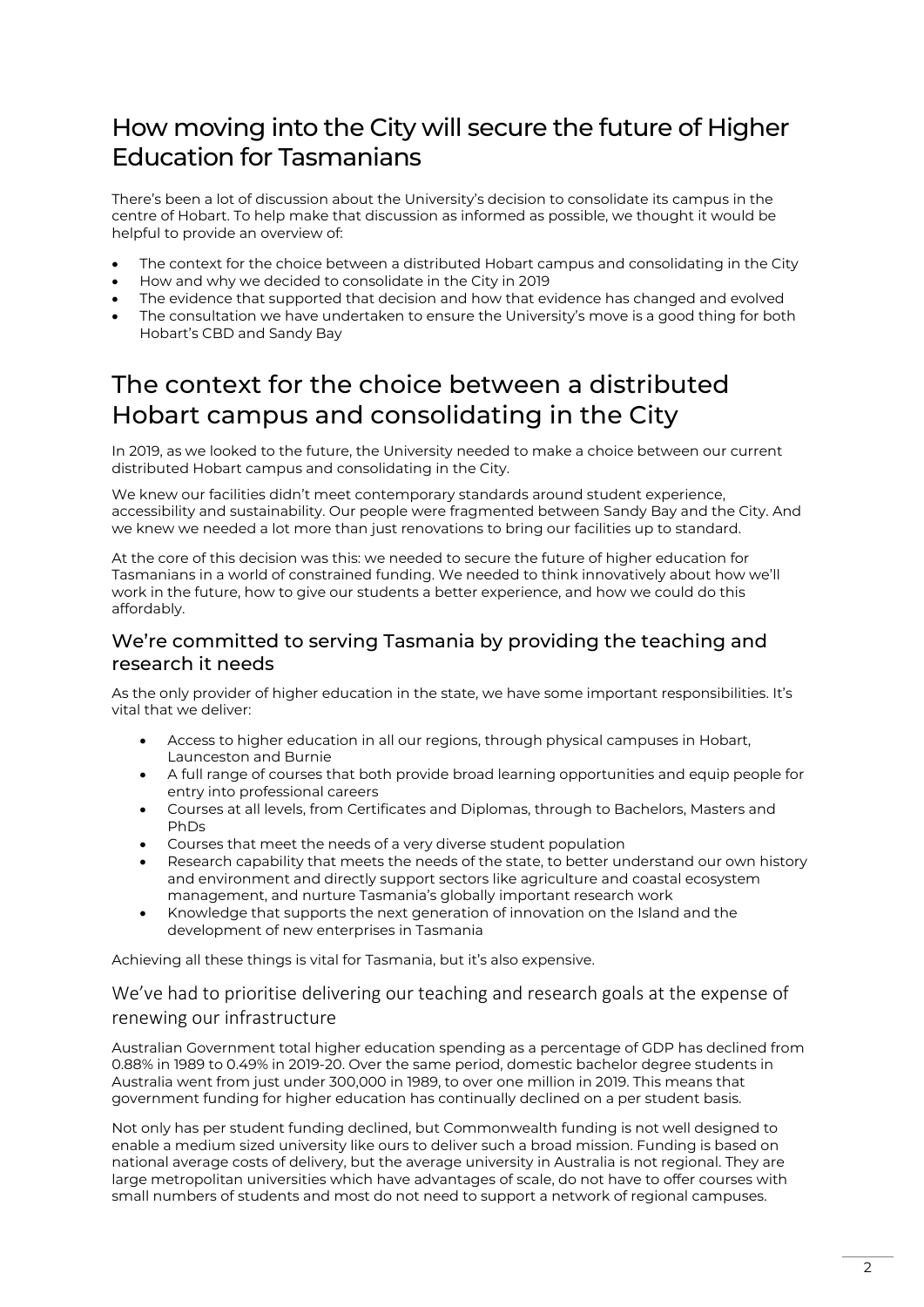# How moving into the City will secure the future of Higher Education for Tasmanians

There's been a lot of discussion about the University's decision to consolidate its campus in the centre of Hobart. To help make that discussion as informed as possible, we thought it would be helpful to provide an overview of:

- The context for the choice between a distributed Hobart campus and consolidating in the City
- How and why we decided to consolidate in the City in 2019
- The evidence that supported that decision and how that evidence has changed and evolved
- The consultation we have undertaken to ensure the University's move is a good thing for both Hobart's CBD and Sandy Bay

# The context for the choice between a distributed Hobart campus and consolidating in the City

In 2019, as we looked to the future, the University needed to make a choice between our current distributed Hobart campus and consolidating in the City.

We knew our facilities didn't meet contemporary standards around student experience, accessibility and sustainability. Our people were fragmented between Sandy Bay and the City. And we knew we needed a lot more than just renovations to bring our facilities up to standard.

At the core of this decision was this: we needed to secure the future of higher education for Tasmanians in a world of constrained funding. We needed to think innovatively about how we'll work in the future, how to give our students a better experience, and how we could do this affordably.

## We're committed to serving Tasmania by providing the teaching and research it needs

As the only provider of higher education in the state, we have some important responsibilities. It's vital that we deliver:

- Access to higher education in all our regions, through physical campuses in Hobart, Launceston and Burnie
- A full range of courses that both provide broad learning opportunities and equip people for entry into professional careers
- Courses at all levels, from Certificates and Diplomas, through to Bachelors, Masters and PhDs
- Courses that meet the needs of a very diverse student population
- Research capability that meets the needs of the state, to better understand our own history and environment and directly support sectors like agriculture and coastal ecosystem management, and nurture Tasmania's globally important research work
- Knowledge that supports the next generation of innovation on the Island and the development of new enterprises in Tasmania

Achieving all these things is vital for Tasmania, but it's also expensive.

### We've had to prioritise delivering our teaching and research goals at the expense of renewing our infrastructure

Australian Government total higher education spending as a percentage of GDP has declined from 0.88% in 1989 to 0.49% in 2019-20. Over the same period, domestic bachelor degree students in Australia went from just under 300,000 in 1989, to over one million in 2019. This means that government funding for higher education has continually declined on a per student basis.

Not only has per student funding declined, but Commonwealth funding is not well designed to enable a medium sized university like ours to deliver such a broad mission. Funding is based on national average costs of delivery, but the average university in Australia is not regional. They are large metropolitan universities which have advantages of scale, do not have to offer courses with small numbers of students and most do not need to support a network of regional campuses.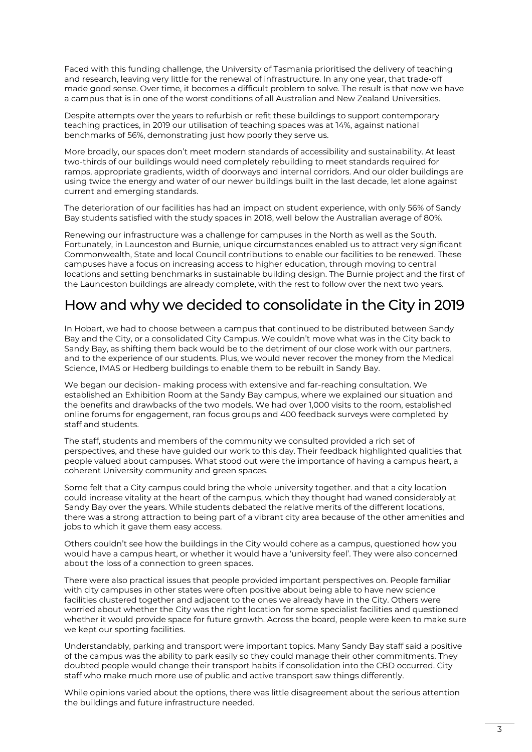Faced with this funding challenge, the University of Tasmania prioritised the delivery of teaching and research, leaving very little for the renewal of infrastructure. In any one year, that trade-off made good sense. Over time, it becomes a difficult problem to solve. The result is that now we have a campus that is in one of the worst conditions of all Australian and New Zealand Universities.

Despite attempts over the years to refurbish or refit these buildings to support contemporary teaching practices, in 2019 our utilisation of teaching spaces was at 14%, against national benchmarks of 56%, demonstrating just how poorly they serve us.

More broadly, our spaces don't meet modern standards of accessibility and sustainability. At least two-thirds of our buildings would need completely rebuilding to meet standards required for ramps, appropriate gradients, width of doorways and internal corridors. And our older buildings are using twice the energy and water of our newer buildings built in the last decade, let alone against current and emerging standards.

The deterioration of our facilities has had an impact on student experience, with only 56% of Sandy Bay students satisfied with the study spaces in 2018, well below the Australian average of 80%.

Renewing our infrastructure was a challenge for campuses in the North as well as the South. Fortunately, in Launceston and Burnie, unique circumstances enabled us to attract very significant Commonwealth, State and local Council contributions to enable our facilities to be renewed. These campuses have a focus on increasing access to higher education, through moving to central locations and setting benchmarks in sustainable building design. The Burnie project and the first of the Launceston buildings are already complete, with the rest to follow over the next two years.

## How and why we decided to consolidate in the City in 2019

In Hobart, we had to choose between a campus that continued to be distributed between Sandy Bay and the City, or a consolidated City Campus. We couldn't move what was in the City back to Sandy Bay, as shifting them back would be to the detriment of our close work with our partners, and to the experience of our students. Plus, we would never recover the money from the Medical Science, IMAS or Hedberg buildings to enable them to be rebuilt in Sandy Bay.

We began our decision- making process with extensive and far-reaching consultation. We established an Exhibition Room at the Sandy Bay campus, where we explained our situation and the benefits and drawbacks of the two models. We had over 1,000 visits to the room, established online forums for engagement, ran focus groups and 400 feedback surveys were completed by staff and students.

The staff, students and members of the community we consulted provided a rich set of perspectives, and these have guided our work to this day. Their feedback highlighted qualities that people valued about campuses. What stood out were the importance of having a campus heart, a coherent University community and green spaces.

Some felt that a City campus could bring the whole university together. and that a city location could increase vitality at the heart of the campus, which they thought had waned considerably at Sandy Bay over the years. While students debated the relative merits of the different locations, there was a strong attraction to being part of a vibrant city area because of the other amenities and jobs to which it gave them easy access.

Others couldn't see how the buildings in the City would cohere as a campus, questioned how you would have a campus heart, or whether it would have a 'university feel'. They were also concerned about the loss of a connection to green spaces.

There were also practical issues that people provided important perspectives on. People familiar with city campuses in other states were often positive about being able to have new science facilities clustered together and adjacent to the ones we already have in the City. Others were worried about whether the City was the right location for some specialist facilities and questioned whether it would provide space for future growth. Across the board, people were keen to make sure we kept our sporting facilities.

Understandably, parking and transport were important topics. Many Sandy Bay staff said a positive of the campus was the ability to park easily so they could manage their other commitments. They doubted people would change their transport habits if consolidation into the CBD occurred. City staff who make much more use of public and active transport saw things differently.

While opinions varied about the options, there was little disagreement about the serious attention the buildings and future infrastructure needed.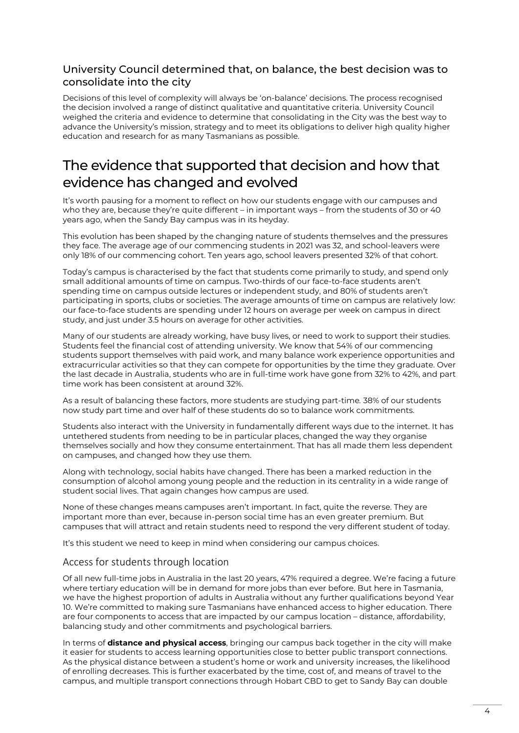### University Council determined that, on balance, the best decision was to consolidate into the city

Decisions of this level of complexity will always be 'on-balance' decisions. The process recognised the decision involved a range of distinct qualitative and quantitative criteria. University Council weighed the criteria and evidence to determine that consolidating in the City was the best way to advance the University's mission, strategy and to meet its obligations to deliver high quality higher education and research for as many Tasmanians as possible.

## The evidence that supported that decision and how that evidence has changed and evolved

It's worth pausing for a moment to reflect on how our students engage with our campuses and who they are, because they're quite different – in important ways – from the students of 30 or 40 years ago, when the Sandy Bay campus was in its heyday.

This evolution has been shaped by the changing nature of students themselves and the pressures they face. The average age of our commencing students in 2021 was 32, and school-leavers were only 18% of our commencing cohort. Ten years ago, school leavers presented 32% of that cohort.

Today's campus is characterised by the fact that students come primarily to study, and spend only small additional amounts of time on campus. Two-thirds of our face-to-face students aren't spending time on campus outside lectures or independent study, and 80% of students aren't participating in sports, clubs or societies. The average amounts of time on campus are relatively low: our face-to-face students are spending under 12 hours on average per week on campus in direct study, and just under 3.5 hours on average for other activities.

Many of our students are already working, have busy lives, or need to work to support their studies. Students feel the financial cost of attending university. We know that 54% of our commencing students support themselves with paid work, and many balance work experience opportunities and extracurricular activities so that they can compete for opportunities by the time they graduate. Over the last decade in Australia, students who are in full-time work have gone from 32% to 42%, and part time work has been consistent at around 32%.

As a result of balancing these factors, more students are studying part-time. 38% of our students now study part time and over half of these students do so to balance work commitments.

Students also interact with the University in fundamentally different ways due to the internet. It has untethered students from needing to be in particular places, changed the way they organise themselves socially and how they consume entertainment. That has all made them less dependent on campuses, and changed how they use them.

Along with technology, social habits have changed. There has been a marked reduction in the consumption of alcohol among young people and the reduction in its centrality in a wide range of student social lives. That again changes how campus are used.

None of these changes means campuses aren't important. In fact, quite the reverse. They are important more than ever, because in-person social time has an even greater premium. But campuses that will attract and retain students need to respond the very different student of today.

It's this student we need to keep in mind when considering our campus choices.

### Access for students through location

Of all new full-time jobs in Australia in the last 20 years, 47% required a degree. We're facing a future where tertiary education will be in demand for more jobs than ever before. But here in Tasmania, we have the highest proportion of adults in Australia without any further qualifications beyond Year 10. We're committed to making sure Tasmanians have enhanced access to higher education. There are four components to access that are impacted by our campus location – distance, affordability, balancing study and other commitments and psychological barriers.

In terms of **distance and physical access**, bringing our campus back together in the city will make it easier for students to access learning opportunities close to better public transport connections. As the physical distance between a student's home or work and university increases, the likelihood of enrolling decreases. This is further exacerbated by the time, cost of, and means of travel to the campus, and multiple transport connections through Hobart CBD to get to Sandy Bay can double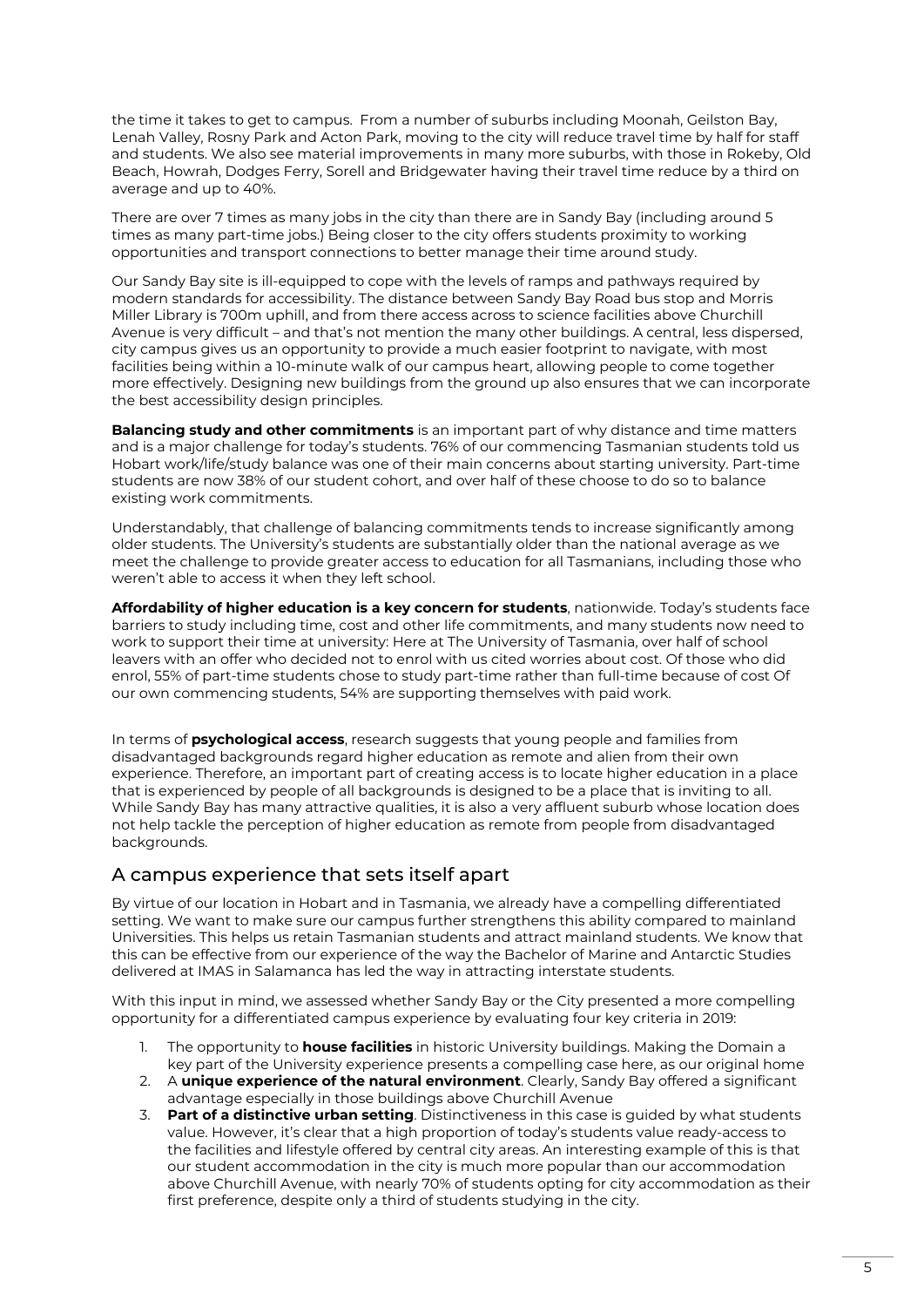the time it takes to get to campus. From a number of suburbs including Moonah, Geilston Bay, Lenah Valley, Rosny Park and Acton Park, moving to the city will reduce travel time by half for staff and students. We also see material improvements in many more suburbs, with those in Rokeby, Old Beach, Howrah, Dodges Ferry, Sorell and Bridgewater having their travel time reduce by a third on average and up to 40%.

There are over 7 times as many jobs in the city than there are in Sandy Bay (including around 5 times as many part-time jobs.) Being closer to the city offers students proximity to working opportunities and transport connections to better manage their time around study.

Our Sandy Bay site is ill-equipped to cope with the levels of ramps and pathways required by modern standards for accessibility. The distance between Sandy Bay Road bus stop and Morris Miller Library is 700m uphill, and from there access across to science facilities above Churchill Avenue is very difficult – and that's not mention the many other buildings. A central, less dispersed, city campus gives us an opportunity to provide a much easier footprint to navigate, with most facilities being within a 10-minute walk of our campus heart, allowing people to come together more effectively. Designing new buildings from the ground up also ensures that we can incorporate the best accessibility design principles.

**Balancing study and other commitments** is an important part of why distance and time matters and is a major challenge for today's students. 76% of our commencing Tasmanian students told us Hobart work/life/study balance was one of their main concerns about starting university. Part-time students are now 38% of our student cohort, and over half of these choose to do so to balance existing work commitments.

Understandably, that challenge of balancing commitments tends to increase significantly among older students. The University's students are substantially older than the national average as we meet the challenge to provide greater access to education for all Tasmanians, including those who weren't able to access it when they left school.

**Affordability of higher education is a key concern for students**, nationwide. Today's students face barriers to study including time, cost and other life commitments, and many students now need to work to support their time at university: Here at The University of Tasmania, over half of school leavers with an offer who decided not to enrol with us cited worries about cost. Of those who did enrol, 55% of part-time students chose to study part-time rather than full-time because of cost Of our own commencing students, 54% are supporting themselves with paid work.

In terms of **psychological access**, research suggests that young people and families from disadvantaged backgrounds regard higher education as remote and alien from their own experience. Therefore, an important part of creating access is to locate higher education in a place that is experienced by people of all backgrounds is designed to be a place that is inviting to all. While Sandy Bay has many attractive qualities, it is also a very affluent suburb whose location does not help tackle the perception of higher education as remote from people from disadvantaged backgrounds.

## A campus experience that sets itself apart

By virtue of our location in Hobart and in Tasmania, we already have a compelling differentiated setting. We want to make sure our campus further strengthens this ability compared to mainland Universities. This helps us retain Tasmanian students and attract mainland students. We know that this can be effective from our experience of the way the Bachelor of Marine and Antarctic Studies delivered at IMAS in Salamanca has led the way in attracting interstate students.

With this input in mind, we assessed whether Sandy Bay or the City presented a more compelling opportunity for a differentiated campus experience by evaluating four key criteria in 2019:

1. The opportunity to **house facilities** in historic University buildings. Making the Domain a key part of the University experience presents a compelling case here, as our original home
2. A **unique experience of the natural environment**. Clearly, Sandy Bay offered a significant advantage especially in those buildings above Churchill Avenue
3. **Part of a distinctive urban setting**. Distinctiveness in this case is guided by what students value. However, it's clear that a high proportion of today's students value ready-access to the facilities and lifestyle offered by central city areas. An interesting example of this is that our student accommodation in the city is much more popular than our accommodation above Churchill Avenue, with nearly 70% of students opting for city accommodation as their first preference, despite only a third of students studying in the city.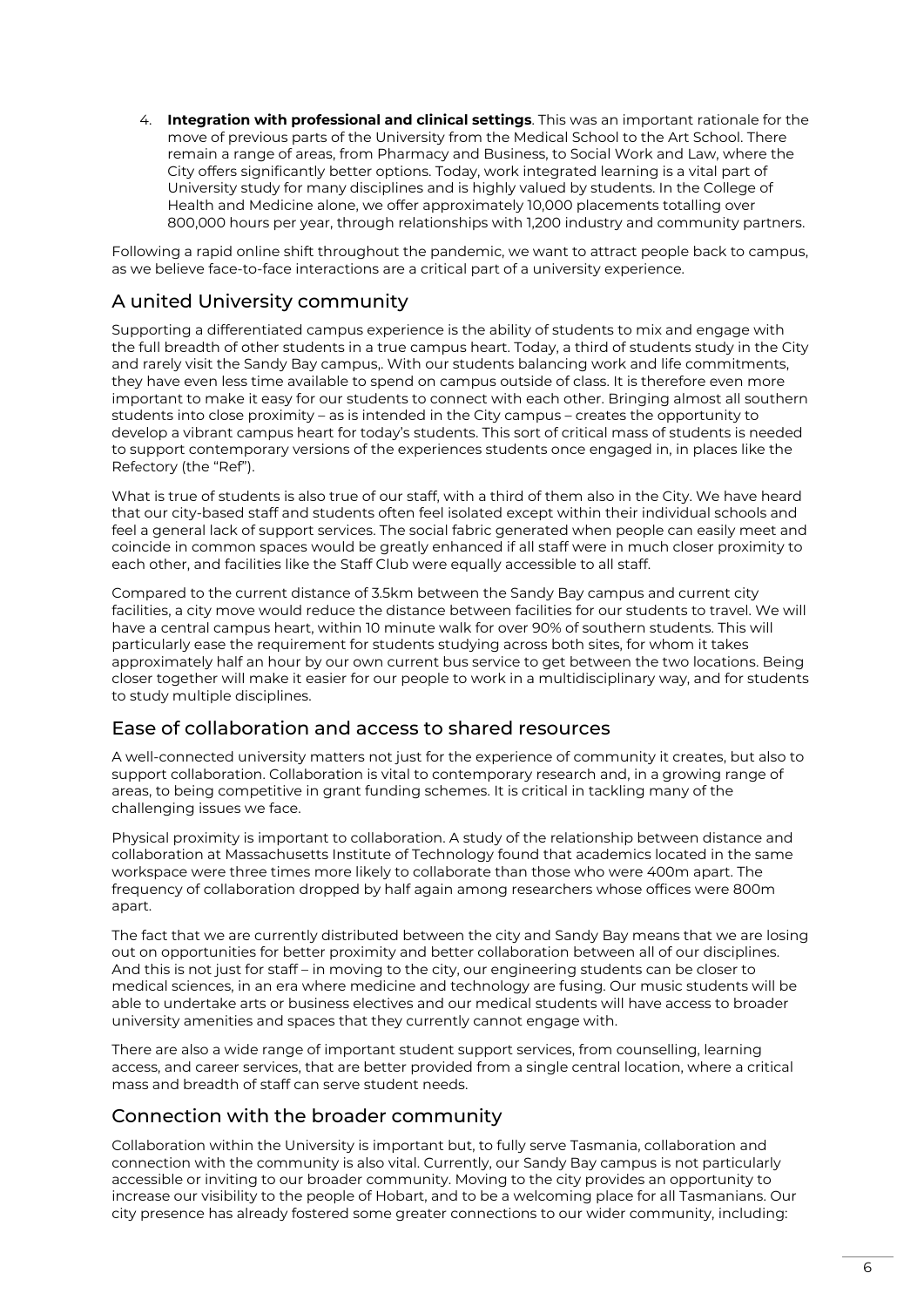4. **Integration with professional and clinical settings**. This was an important rationale for the move of previous parts of the University from the Medical School to the Art School. There remain a range of areas, from Pharmacy and Business, to Social Work and Law, where the City offers significantly better options. Today, work integrated learning is a vital part of University study for many disciplines and is highly valued by students. In the College of Health and Medicine alone, we offer approximately 10,000 placements totalling over 800,000 hours per year, through relationships with 1,200 industry and community partners.

Following a rapid online shift throughout the pandemic, we want to attract people back to campus, as we believe face-to-face interactions are a critical part of a university experience.

## A united University community

Supporting a differentiated campus experience is the ability of students to mix and engage with the full breadth of other students in a true campus heart. Today, a third of students study in the City and rarely visit the Sandy Bay campus,. With our students balancing work and life commitments, they have even less time available to spend on campus outside of class. It is therefore even more important to make it easy for our students to connect with each other. Bringing almost all southern students into close proximity – as is intended in the City campus – creates the opportunity to develop a vibrant campus heart for today's students. This sort of critical mass of students is needed to support contemporary versions of the experiences students once engaged in, in places like the Refectory (the "Ref").

What is true of students is also true of our staff, with a third of them also in the City. We have heard that our city-based staff and students often feel isolated except within their individual schools and feel a general lack of support services. The social fabric generated when people can easily meet and coincide in common spaces would be greatly enhanced if all staff were in much closer proximity to each other, and facilities like the Staff Club were equally accessible to all staff.

Compared to the current distance of 3.5km between the Sandy Bay campus and current city facilities, a city move would reduce the distance between facilities for our students to travel. We will have a central campus heart, within 10 minute walk for over 90% of southern students. This will particularly ease the requirement for students studying across both sites, for whom it takes approximately half an hour by our own current bus service to get between the two locations. Being closer together will make it easier for our people to work in a multidisciplinary way, and for students to study multiple disciplines.

## Ease of collaboration and access to shared resources

A well-connected university matters not just for the experience of community it creates, but also to support collaboration. Collaboration is vital to contemporary research and, in a growing range of areas, to being competitive in grant funding schemes. It is critical in tackling many of the challenging issues we face.

Physical proximity is important to collaboration. A study of the relationship between distance and collaboration at Massachusetts Institute of Technology found that academics located in the same workspace were three times more likely to collaborate than those who were 400m apart. The frequency of collaboration dropped by half again among researchers whose offices were 800m apart.

The fact that we are currently distributed between the city and Sandy Bay means that we are losing out on opportunities for better proximity and better collaboration between all of our disciplines. And this is not just for staff – in moving to the city, our engineering students can be closer to medical sciences, in an era where medicine and technology are fusing. Our music students will be able to undertake arts or business electives and our medical students will have access to broader university amenities and spaces that they currently cannot engage with.

There are also a wide range of important student support services, from counselling, learning access, and career services, that are better provided from a single central location, where a critical mass and breadth of staff can serve student needs.

## Connection with the broader community

Collaboration within the University is important but, to fully serve Tasmania, collaboration and connection with the community is also vital. Currently, our Sandy Bay campus is not particularly accessible or inviting to our broader community. Moving to the city provides an opportunity to increase our visibility to the people of Hobart, and to be a welcoming place for all Tasmanians. Our city presence has already fostered some greater connections to our wider community, including: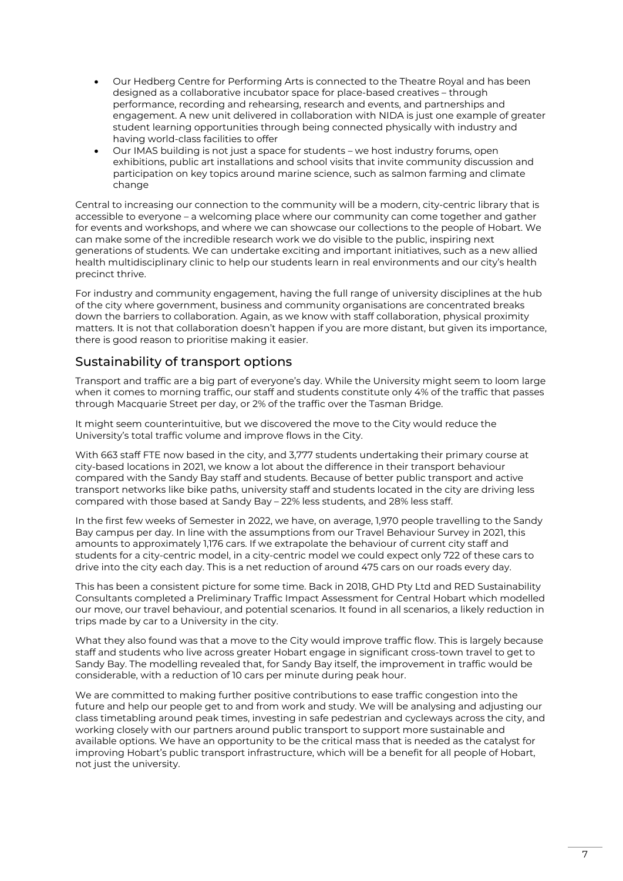- Our Hedberg Centre for Performing Arts is connected to the Theatre Royal and has been designed as a collaborative incubator space for place-based creatives – through performance, recording and rehearsing, research and events, and partnerships and engagement. A new unit delivered in collaboration with NIDA is just one example of greater student learning opportunities through being connected physically with industry and having world-class facilities to offer
- Our IMAS building is not just a space for students – we host industry forums, open exhibitions, public art installations and school visits that invite community discussion and participation on key topics around marine science, such as salmon farming and climate change

Central to increasing our connection to the community will be a modern, city-centric library that is accessible to everyone – a welcoming place where our community can come together and gather for events and workshops, and where we can showcase our collections to the people of Hobart. We can make some of the incredible research work we do visible to the public, inspiring next generations of students. We can undertake exciting and important initiatives, such as a new allied health multidisciplinary clinic to help our students learn in real environments and our city's health precinct thrive.

For industry and community engagement, having the full range of university disciplines at the hub of the city where government, business and community organisations are concentrated breaks down the barriers to collaboration. Again, as we know with staff collaboration, physical proximity matters. It is not that collaboration doesn't happen if you are more distant, but given its importance, there is good reason to prioritise making it easier.

## Sustainability of transport options

Transport and traffic are a big part of everyone's day. While the University might seem to loom large when it comes to morning traffic, our staff and students constitute only 4% of the traffic that passes through Macquarie Street per day, or 2% of the traffic over the Tasman Bridge.

It might seem counterintuitive, but we discovered the move to the City would reduce the University's total traffic volume and improve flows in the City.

With 663 staff FTE now based in the city, and 3,777 students undertaking their primary course at city-based locations in 2021, we know a lot about the difference in their transport behaviour compared with the Sandy Bay staff and students. Because of better public transport and active transport networks like bike paths, university staff and students located in the city are driving less compared with those based at Sandy Bay – 22% less students, and 28% less staff.

In the first few weeks of Semester in 2022, we have, on average, 1,970 people travelling to the Sandy Bay campus per day. In line with the assumptions from our Travel Behaviour Survey in 2021, this amounts to approximately 1,176 cars. If we extrapolate the behaviour of current city staff and students for a city-centric model, in a city-centric model we could expect only 722 of these cars to drive into the city each day. This is a net reduction of around 475 cars on our roads every day.

This has been a consistent picture for some time. Back in 2018, GHD Pty Ltd and RED Sustainability Consultants completed a Preliminary Traffic Impact Assessment for Central Hobart which modelled our move, our travel behaviour, and potential scenarios. It found in all scenarios, a likely reduction in trips made by car to a University in the city.

What they also found was that a move to the City would improve traffic flow. This is largely because staff and students who live across greater Hobart engage in significant cross-town travel to get to Sandy Bay. The modelling revealed that, for Sandy Bay itself, the improvement in traffic would be considerable, with a reduction of 10 cars per minute during peak hour.

We are committed to making further positive contributions to ease traffic congestion into the future and help our people get to and from work and study. We will be analysing and adjusting our class timetabling around peak times, investing in safe pedestrian and cycleways across the city, and working closely with our partners around public transport to support more sustainable and available options. We have an opportunity to be the critical mass that is needed as the catalyst for improving Hobart's public transport infrastructure, which will be a benefit for all people of Hobart, not just the university.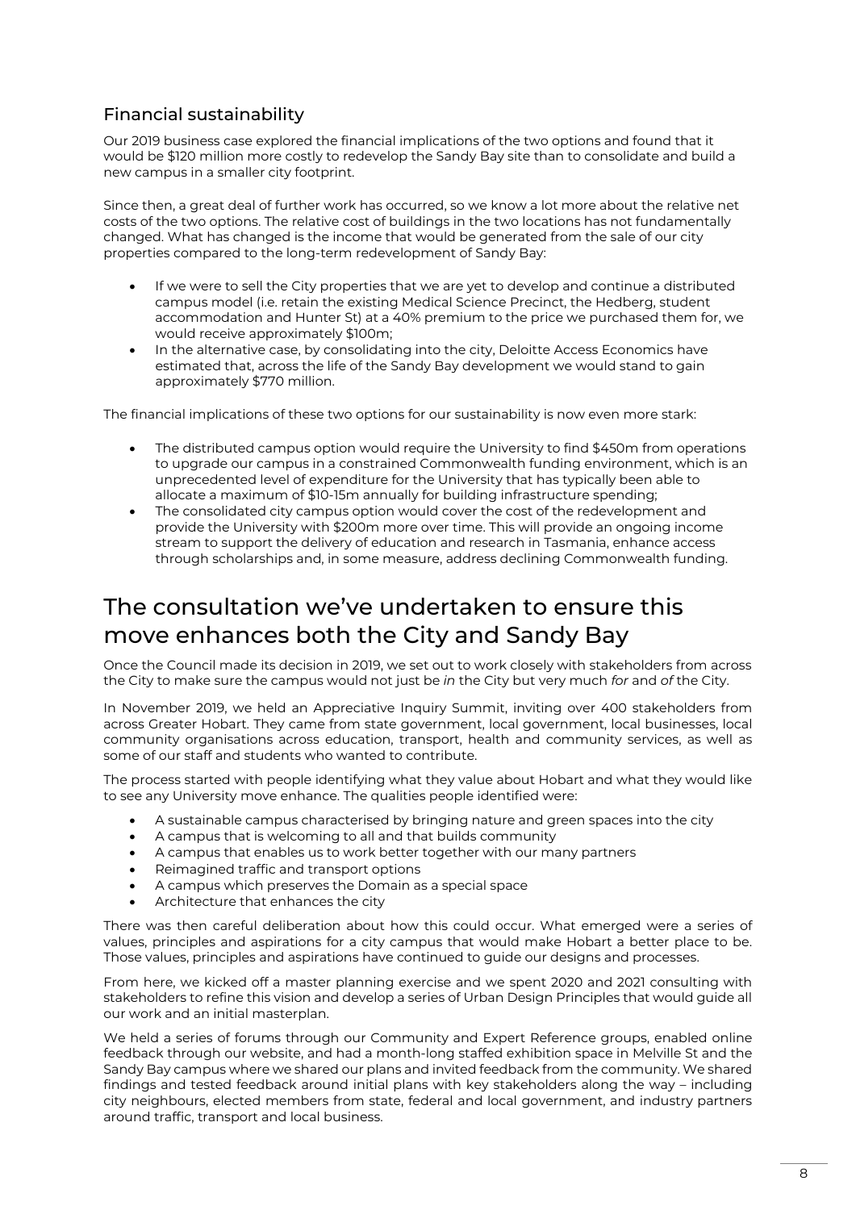### Financial sustainability

Our 2019 business case explored the financial implications of the two options and found that it would be $120 million more costly to redevelop the Sandy Bay site than to consolidate and build a new campus in a smaller city footprint.

Since then, a great deal of further work has occurred, so we know a lot more about the relative net costs of the two options. The relative cost of buildings in the two locations has not fundamentally changed. What has changed is the income that would be generated from the sale of our city properties compared to the long-term redevelopment of Sandy Bay:

- If we were to sell the City properties that we are yet to develop and continue a distributed campus model (i.e. retain the existing Medical Science Precinct, the Hedberg, student accommodation and Hunter St) at a 40% premium to the price we purchased them for, we would receive approximately $100m;
- In the alternative case, by consolidating into the city, Deloitte Access Economics have estimated that, across the life of the Sandy Bay development we would stand to gain approximately $770 million.

The financial implications of these two options for our sustainability is now even more stark:

- The distributed campus option would require the University to find $450m from operations to upgrade our campus in a constrained Commonwealth funding environment, which is an unprecedented level of expenditure for the University that has typically been able to allocate a maximum of $10-15m annually for building infrastructure spending;
- The consolidated city campus option would cover the cost of the redevelopment and provide the University with $200m more over time. This will provide an ongoing income stream to support the delivery of education and research in Tasmania, enhance access through scholarships and, in some measure, address declining Commonwealth funding.

## The consultation we've undertaken to ensure this move enhances both the City and Sandy Bay

Once the Council made its decision in 2019, we set out to work closely with stakeholders from across the City to make sure the campus would not just be *in* the City but very much *for* and *of* the City.

In November 2019, we held an Appreciative Inquiry Summit, inviting over 400 stakeholders from across Greater Hobart. They came from state government, local government, local businesses, local community organisations across education, transport, health and community services, as well as some of our staff and students who wanted to contribute.

The process started with people identifying what they value about Hobart and what they would like to see any University move enhance. The qualities people identified were:

- A sustainable campus characterised by bringing nature and green spaces into the city
- A campus that is welcoming to all and that builds community
- A campus that enables us to work better together with our many partners
- Reimagined traffic and transport options
- A campus which preserves the Domain as a special space
- Architecture that enhances the city

There was then careful deliberation about how this could occur. What emerged were a series of values, principles and aspirations for a city campus that would make Hobart a better place to be. Those values, principles and aspirations have continued to guide our designs and processes.

From here, we kicked off a master planning exercise and we spent 2020 and 2021 consulting with stakeholders to refine this vision and develop a series of Urban Design Principles that would guide all our work and an initial masterplan.

We held a series of forums through our Community and Expert Reference groups, enabled online feedback through our website, and had a month-long staffed exhibition space in Melville St and the Sandy Bay campus where we shared our plans and invited feedback from the community. We shared findings and tested feedback around initial plans with key stakeholders along the way – including city neighbours, elected members from state, federal and local government, and industry partners around traffic, transport and local business.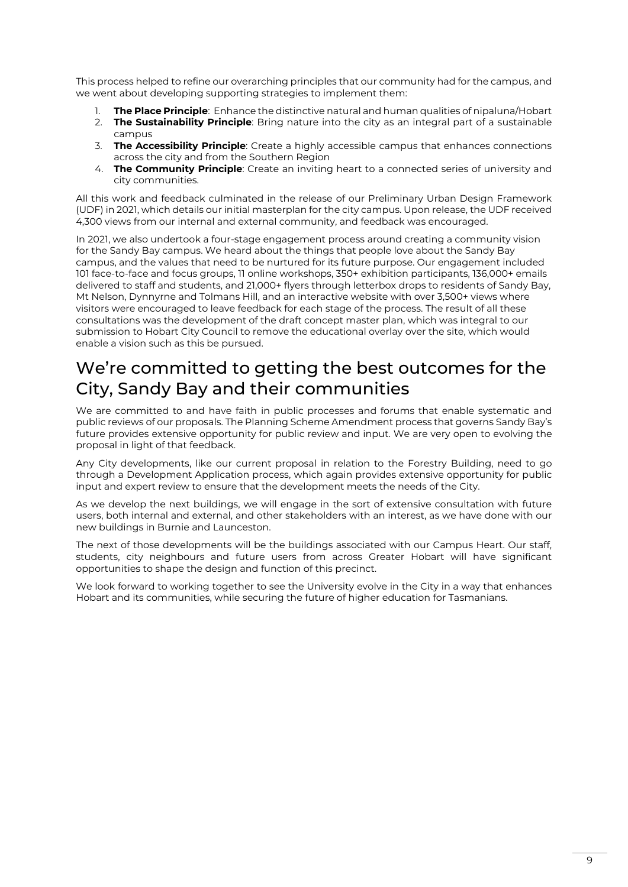This process helped to refine our overarching principles that our community had for the campus, and we went about developing supporting strategies to implement them:

1. **The Place Principle**: Enhance the distinctive natural and human qualities of nipaluna/Hobart
2. **The Sustainability Principle**: Bring nature into the city as an integral part of a sustainable campus
3. **The Accessibility Principle**: Create a highly accessible campus that enhances connections across the city and from the Southern Region
4. **The Community Principle**: Create an inviting heart to a connected series of university and city communities.

All this work and feedback culminated in the release of our Preliminary Urban Design Framework (UDF) in 2021, which details our initial masterplan for the city campus. Upon release, the UDF received 4,300 views from our internal and external community, and feedback was encouraged.

In 2021, we also undertook a four-stage engagement process around creating a community vision for the Sandy Bay campus. We heard about the things that people love about the Sandy Bay campus, and the values that need to be nurtured for its future purpose. Our engagement included 101 face-to-face and focus groups, 11 online workshops, 350+ exhibition participants, 136,000+ emails delivered to staff and students, and 21,000+ flyers through letterbox drops to residents of Sandy Bay, Mt Nelson, Dynnyrne and Tolmans Hill, and an interactive website with over 3,500+ views where visitors were encouraged to leave feedback for each stage of the process. The result of all these consultations was the development of the draft concept master plan, which was integral to our submission to Hobart City Council to remove the educational overlay over the site, which would enable a vision such as this be pursued.

## We're committed to getting the best outcomes for the City, Sandy Bay and their communities

We are committed to and have faith in public processes and forums that enable systematic and public reviews of our proposals. The Planning Scheme Amendment process that governs Sandy Bay's future provides extensive opportunity for public review and input. We are very open to evolving the proposal in light of that feedback.

Any City developments, like our current proposal in relation to the Forestry Building, need to go through a Development Application process, which again provides extensive opportunity for public input and expert review to ensure that the development meets the needs of the City.

As we develop the next buildings, we will engage in the sort of extensive consultation with future users, both internal and external, and other stakeholders with an interest, as we have done with our new buildings in Burnie and Launceston.

The next of those developments will be the buildings associated with our Campus Heart. Our staff, students, city neighbours and future users from across Greater Hobart will have significant opportunities to shape the design and function of this precinct.

We look forward to working together to see the University evolve in the City in a way that enhances Hobart and its communities, while securing the future of higher education for Tasmanians.